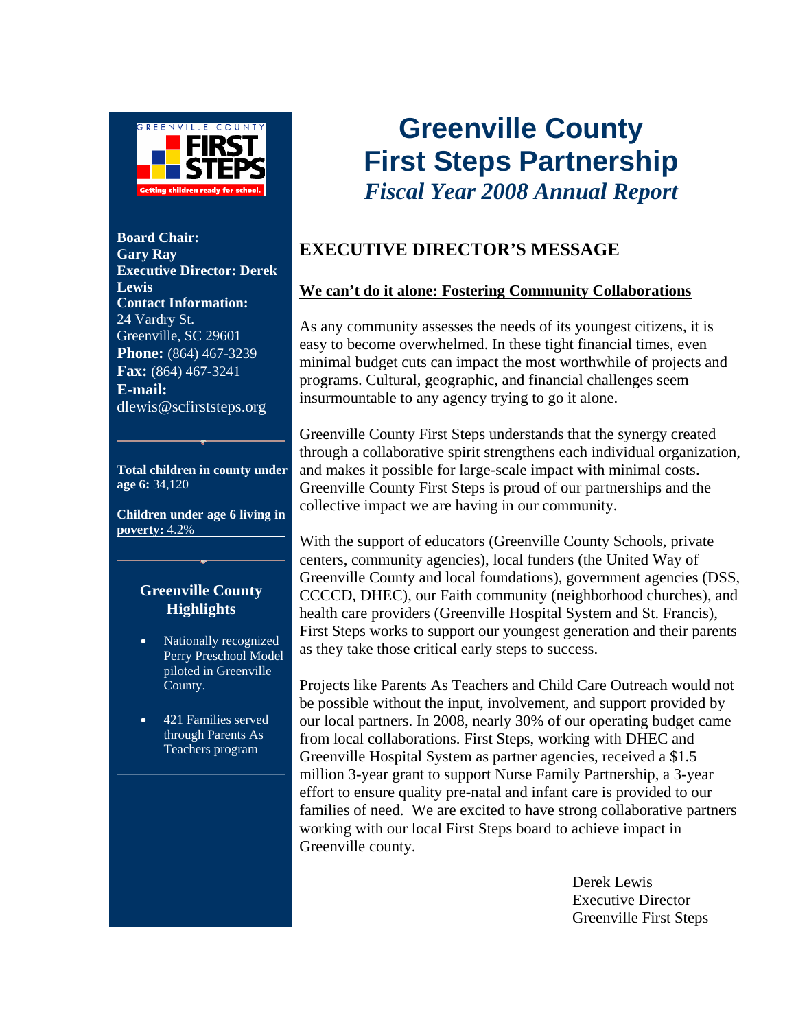# Greenville County First Steps Partnership

## *Fiscal Year 2008 Annual Report*

**Board Chair:**
**Gary Ray**
**Executive Director: Derek Lewis**
**Contact Information:**
24 Vardry St.
Greenville, SC 29601
**Phone:** (864) 467-3239
**Fax:** (864) 467-3241
**E-mail:**
dlewis@scfirststeps.org

**Total children in county under age 6:** 34,120

**Children under age 6 living in poverty:** 4.2%

### Greenville County Highlights

- Nationally recognized Perry Preschool Model piloted in Greenville County.
- 421 Families served through Parents As Teachers program

## EXECUTIVE DIRECTOR'S MESSAGE

**We can't do it alone: Fostering Community Collaborations**

As any community assesses the needs of its youngest citizens, it is easy to become overwhelmed. In these tight financial times, even minimal budget cuts can impact the most worthwhile of projects and programs. Cultural, geographic, and financial challenges seem insurmountable to any agency trying to go it alone.

Greenville County First Steps understands that the synergy created through a collaborative spirit strengthens each individual organization, and makes it possible for large-scale impact with minimal costs. Greenville County First Steps is proud of our partnerships and the collective impact we are having in our community.

With the support of educators (Greenville County Schools, private centers, community agencies), local funders (the United Way of Greenville County and local foundations), government agencies (DSS, CCCCD, DHEC), our Faith community (neighborhood churches), and health care providers (Greenville Hospital System and St. Francis), First Steps works to support our youngest generation and their parents as they take those critical early steps to success.

Projects like Parents As Teachers and Child Care Outreach would not be possible without the input, involvement, and support provided by our local partners. In 2008, nearly 30% of our operating budget came from local collaborations. First Steps, working with DHEC and Greenville Hospital System as partner agencies, received a $1.5 million 3-year grant to support Nurse Family Partnership, a 3-year effort to ensure quality pre-natal and infant care is provided to our families of need. We are excited to have strong collaborative partners working with our local First Steps board to achieve impact in Greenville county.

Derek Lewis
Executive Director
Greenville First Steps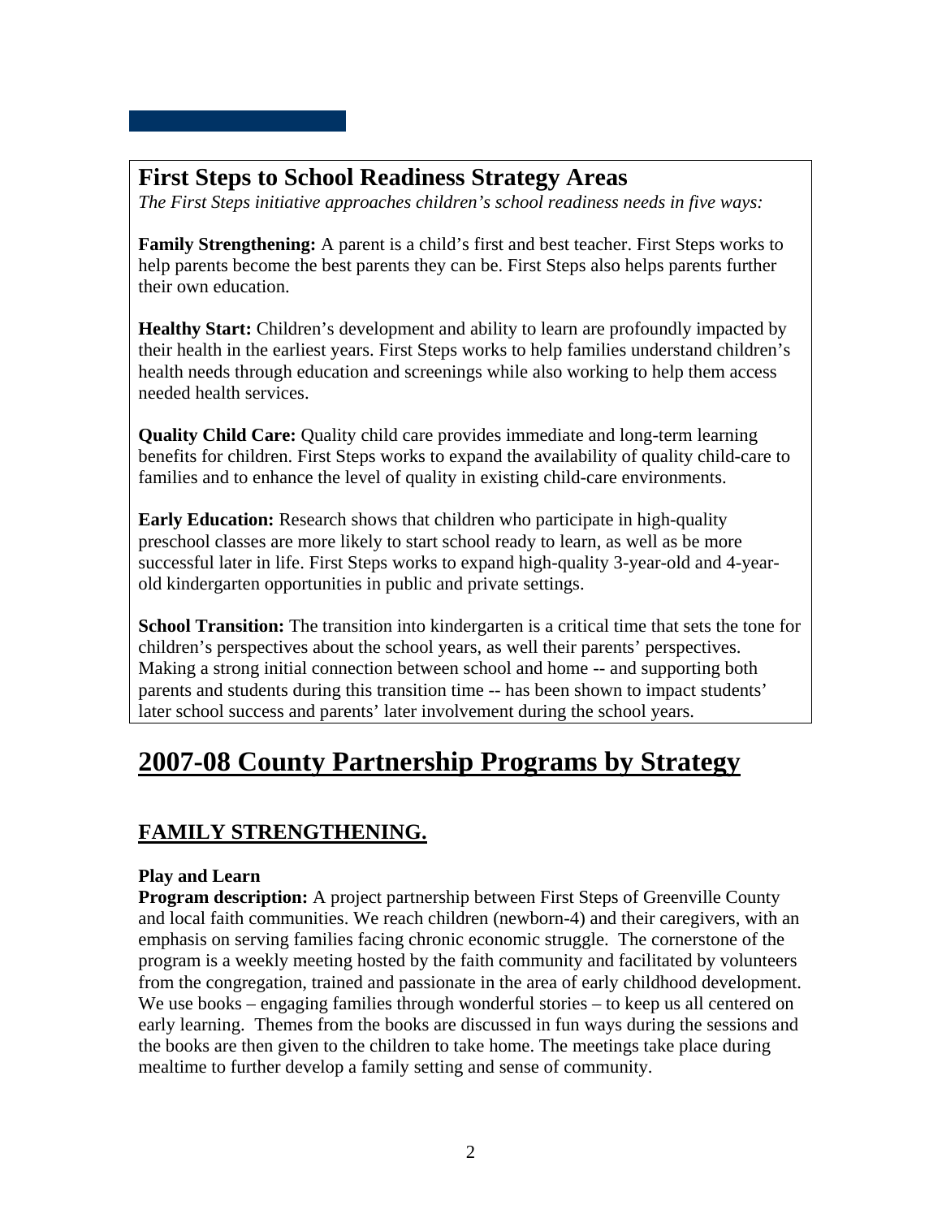## First Steps to School Readiness Strategy Areas

*The First Steps initiative approaches children's school readiness needs in five ways:*

**Family Strengthening:** A parent is a child's first and best teacher. First Steps works to help parents become the best parents they can be. First Steps also helps parents further their own education.

**Healthy Start:** Children's development and ability to learn are profoundly impacted by their health in the earliest years. First Steps works to help families understand children's health needs through education and screenings while also working to help them access needed health services.

**Quality Child Care:** Quality child care provides immediate and long-term learning benefits for children. First Steps works to expand the availability of quality child-care to families and to enhance the level of quality in existing child-care environments.

**Early Education:** Research shows that children who participate in high-quality preschool classes are more likely to start school ready to learn, as well as be more successful later in life. First Steps works to expand high-quality 3-year-old and 4-year-old kindergarten opportunities in public and private settings.

**School Transition:** The transition into kindergarten is a critical time that sets the tone for children's perspectives about the school years, as well their parents' perspectives. Making a strong initial connection between school and home -- and supporting both parents and students during this transition time -- has been shown to impact students' later school success and parents' later involvement during the school years.

# 2007-08 County Partnership Programs by Strategy

## FAMILY STRENGTHENING.

**Play and Learn**

**Program description:** A project partnership between First Steps of Greenville County and local faith communities. We reach children (newborn-4) and their caregivers, with an emphasis on serving families facing chronic economic struggle. The cornerstone of the program is a weekly meeting hosted by the faith community and facilitated by volunteers from the congregation, trained and passionate in the area of early childhood development. We use books – engaging families through wonderful stories – to keep us all centered on early learning. Themes from the books are discussed in fun ways during the sessions and the books are then given to the children to take home. The meetings take place during mealtime to further develop a family setting and sense of community.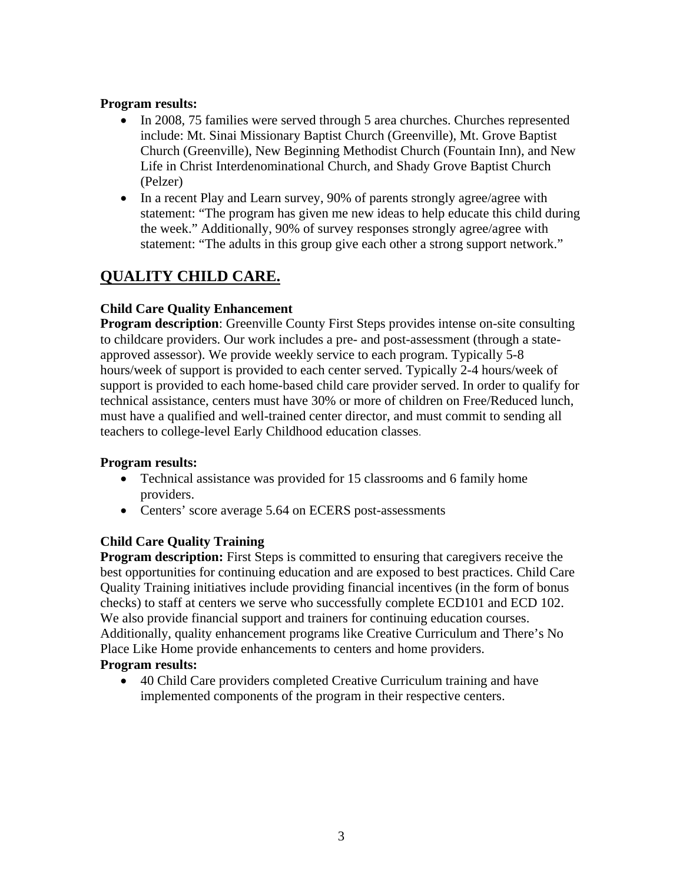**Program results:**

- In 2008, 75 families were served through 5 area churches. Churches represented include: Mt. Sinai Missionary Baptist Church (Greenville), Mt. Grove Baptist Church (Greenville), New Beginning Methodist Church (Fountain Inn), and New Life in Christ Interdenominational Church, and Shady Grove Baptist Church (Pelzer)
- In a recent Play and Learn survey, 90% of parents strongly agree/agree with statement: "The program has given me new ideas to help educate this child during the week." Additionally, 90% of survey responses strongly agree/agree with statement: "The adults in this group give each other a strong support network."

## QUALITY CHILD CARE.

**Child Care Quality Enhancement**

**Program description**: Greenville County First Steps provides intense on-site consulting to childcare providers. Our work includes a pre- and post-assessment (through a state-approved assessor). We provide weekly service to each program. Typically 5-8 hours/week of support is provided to each center served. Typically 2-4 hours/week of support is provided to each home-based child care provider served. In order to qualify for technical assistance, centers must have 30% or more of children on Free/Reduced lunch, must have a qualified and well-trained center director, and must commit to sending all teachers to college-level Early Childhood education classes.

**Program results:**

- Technical assistance was provided for 15 classrooms and 6 family home providers.
- Centers' score average 5.64 on ECERS post-assessments

**Child Care Quality Training**

**Program description:** First Steps is committed to ensuring that caregivers receive the best opportunities for continuing education and are exposed to best practices. Child Care Quality Training initiatives include providing financial incentives (in the form of bonus checks) to staff at centers we serve who successfully complete ECD101 and ECD 102. We also provide financial support and trainers for continuing education courses. Additionally, quality enhancement programs like Creative Curriculum and There's No Place Like Home provide enhancements to centers and home providers.

**Program results:**

- 40 Child Care providers completed Creative Curriculum training and have implemented components of the program in their respective centers.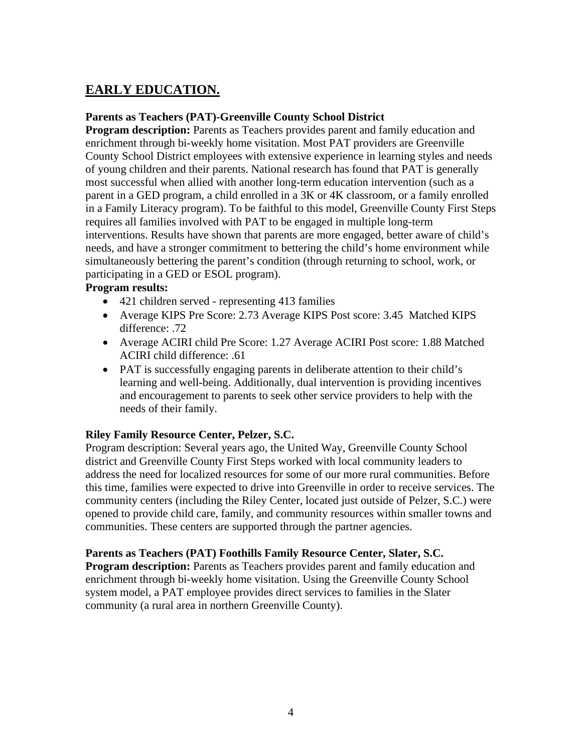## EARLY EDUCATION.

**Parents as Teachers (PAT)-Greenville County School District**

**Program description:** Parents as Teachers provides parent and family education and enrichment through bi-weekly home visitation. Most PAT providers are Greenville County School District employees with extensive experience in learning styles and needs of young children and their parents. National research has found that PAT is generally most successful when allied with another long-term education intervention (such as a parent in a GED program, a child enrolled in a 3K or 4K classroom, or a family enrolled in a Family Literacy program). To be faithful to this model, Greenville County First Steps requires all families involved with PAT to be engaged in multiple long-term interventions. Results have shown that parents are more engaged, better aware of child's needs, and have a stronger commitment to bettering the child's home environment while simultaneously bettering the parent's condition (through returning to school, work, or participating in a GED or ESOL program).

**Program results:**

- 421 children served - representing 413 families
- Average KIPS Pre Score: 2.73 Average KIPS Post score: 3.45 Matched KIPS difference: .72
- Average ACIRI child Pre Score: 1.27 Average ACIRI Post score: 1.88 Matched ACIRI child difference: .61
- PAT is successfully engaging parents in deliberate attention to their child's learning and well-being. Additionally, dual intervention is providing incentives and encouragement to parents to seek other service providers to help with the needs of their family.

**Riley Family Resource Center, Pelzer, S.C.**

Program description: Several years ago, the United Way, Greenville County School district and Greenville County First Steps worked with local community leaders to address the need for localized resources for some of our more rural communities. Before this time, families were expected to drive into Greenville in order to receive services. The community centers (including the Riley Center, located just outside of Pelzer, S.C.) were opened to provide child care, family, and community resources within smaller towns and communities. These centers are supported through the partner agencies.

**Parents as Teachers (PAT) Foothills Family Resource Center, Slater, S.C.**

**Program description:** Parents as Teachers provides parent and family education and enrichment through bi-weekly home visitation. Using the Greenville County School system model, a PAT employee provides direct services to families in the Slater community (a rural area in northern Greenville County).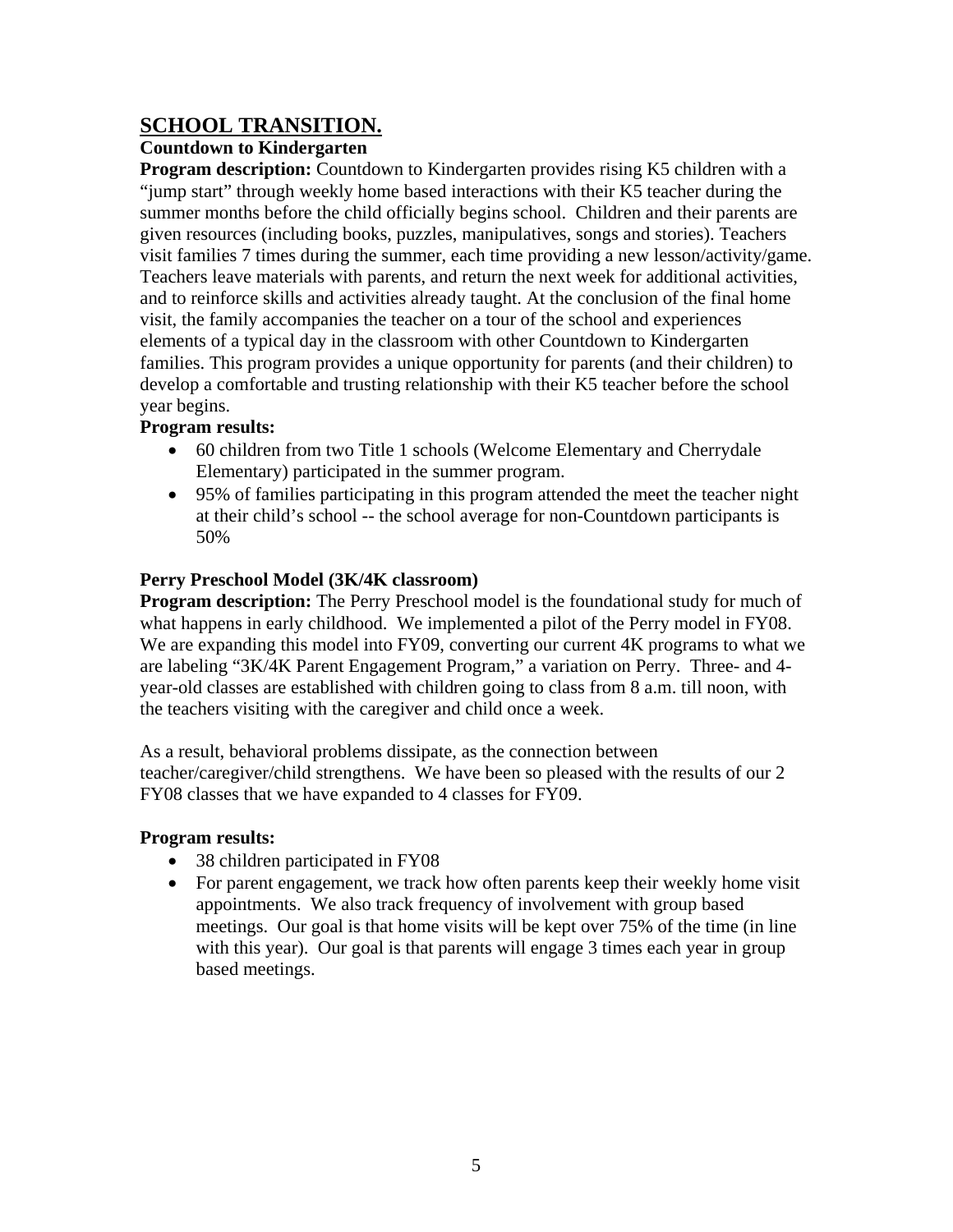## SCHOOL TRANSITION.

### Countdown to Kindergarten

**Program description:** Countdown to Kindergarten provides rising K5 children with a "jump start" through weekly home based interactions with their K5 teacher during the summer months before the child officially begins school. Children and their parents are given resources (including books, puzzles, manipulatives, songs and stories). Teachers visit families 7 times during the summer, each time providing a new lesson/activity/game. Teachers leave materials with parents, and return the next week for additional activities, and to reinforce skills and activities already taught. At the conclusion of the final home visit, the family accompanies the teacher on a tour of the school and experiences elements of a typical day in the classroom with other Countdown to Kindergarten families. This program provides a unique opportunity for parents (and their children) to develop a comfortable and trusting relationship with their K5 teacher before the school year begins.

**Program results:**

- 60 children from two Title 1 schools (Welcome Elementary and Cherrydale Elementary) participated in the summer program.
- 95% of families participating in this program attended the meet the teacher night at their child's school -- the school average for non-Countdown participants is 50%

### Perry Preschool Model (3K/4K classroom)

**Program description:** The Perry Preschool model is the foundational study for much of what happens in early childhood. We implemented a pilot of the Perry model in FY08. We are expanding this model into FY09, converting our current 4K programs to what we are labeling "3K/4K Parent Engagement Program," a variation on Perry. Three- and 4-year-old classes are established with children going to class from 8 a.m. till noon, with the teachers visiting with the caregiver and child once a week.

As a result, behavioral problems dissipate, as the connection between teacher/caregiver/child strengthens. We have been so pleased with the results of our 2 FY08 classes that we have expanded to 4 classes for FY09.

**Program results:**

- 38 children participated in FY08
- For parent engagement, we track how often parents keep their weekly home visit appointments. We also track frequency of involvement with group based meetings. Our goal is that home visits will be kept over 75% of the time (in line with this year). Our goal is that parents will engage 3 times each year in group based meetings.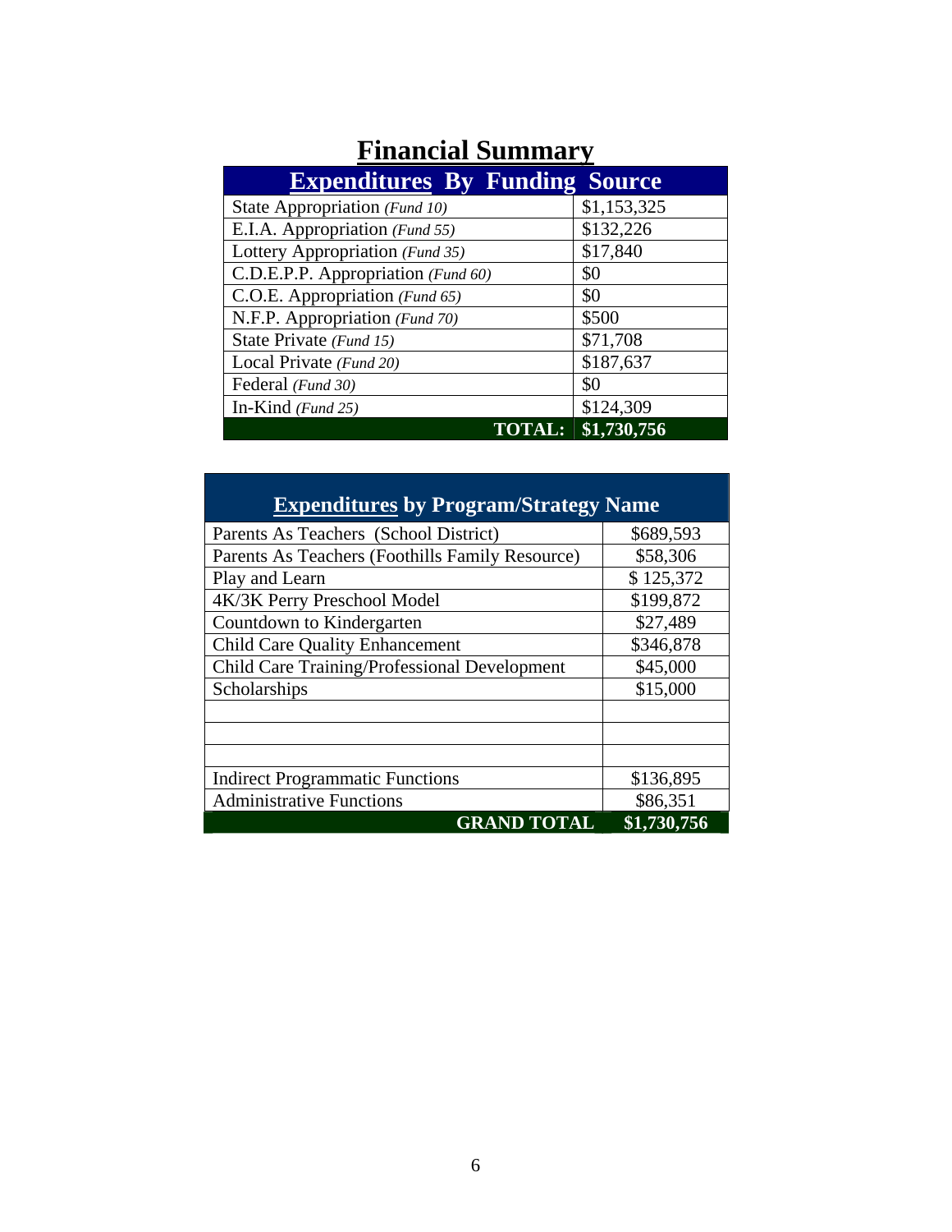# Financial Summary

| **Expenditures By Funding Source** | |
|---|---|
| State Appropriation *(Fund 10)* | $1,153,325 |
| E.I.A. Appropriation *(Fund 55)* | $132,226 |
| Lottery Appropriation *(Fund 35)* | $17,840 |
| C.D.E.P.P. Appropriation *(Fund 60)* | $0 |
| C.O.E. Appropriation *(Fund 65)* | $0 |
| N.F.P. Appropriation *(Fund 70)* | $500 |
| State Private *(Fund 15)* | $71,708 |
| Local Private *(Fund 20)* | $187,637 |
| Federal *(Fund 30)* | $0 |
| In-Kind *(Fund 25)* | $124,309 |
| **TOTAL:** | **$1,730,756** |

| **Expenditures by Program/Strategy Name** | |
|---|---|
| Parents As Teachers (School District) | $689,593 |
| Parents As Teachers (Foothills Family Resource) | $58,306 |
| Play and Learn | $ 125,372 |
| 4K/3K Perry Preschool Model | $199,872 |
| Countdown to Kindergarten | $27,489 |
| Child Care Quality Enhancement | $346,878 |
| Child Care Training/Professional Development | $45,000 |
| Scholarships | $15,000 |
| | |
| | |
| | |
| Indirect Programmatic Functions | $136,895 |
| Administrative Functions | $86,351 |
| **GRAND TOTAL** | **$1,730,756** |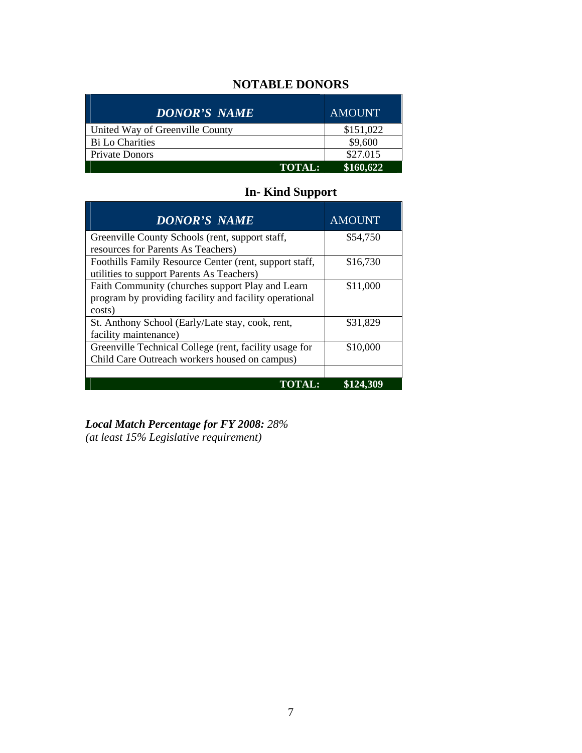## NOTABLE DONORS

| ***DONOR'S NAME*** | AMOUNT |
|---|---|
| United Way of Greenville County | $151,022 |
| Bi Lo Charities | $9,600 |
| Private Donors | $27.015 |
| **TOTAL:** | **$160,622** |

## In- Kind Support

| ***DONOR'S NAME*** | AMOUNT |
|---|---|
| Greenville County Schools (rent, support staff, resources for Parents As Teachers) | $54,750 |
| Foothills Family Resource Center (rent, support staff, utilities to support Parents As Teachers) | $16,730 |
| Faith Community (churches support Play and Learn program by providing facility and facility operational costs) | $11,000 |
| St. Anthony School (Early/Late stay, cook, rent, facility maintenance) | $31,829 |
| Greenville Technical College (rent, facility usage for Child Care Outreach workers housed on campus) | $10,000 |
| | |
| **TOTAL:** | **$124,309** |

***Local Match Percentage for FY 2008:*** *28%*
*(at least 15% Legislative requirement)*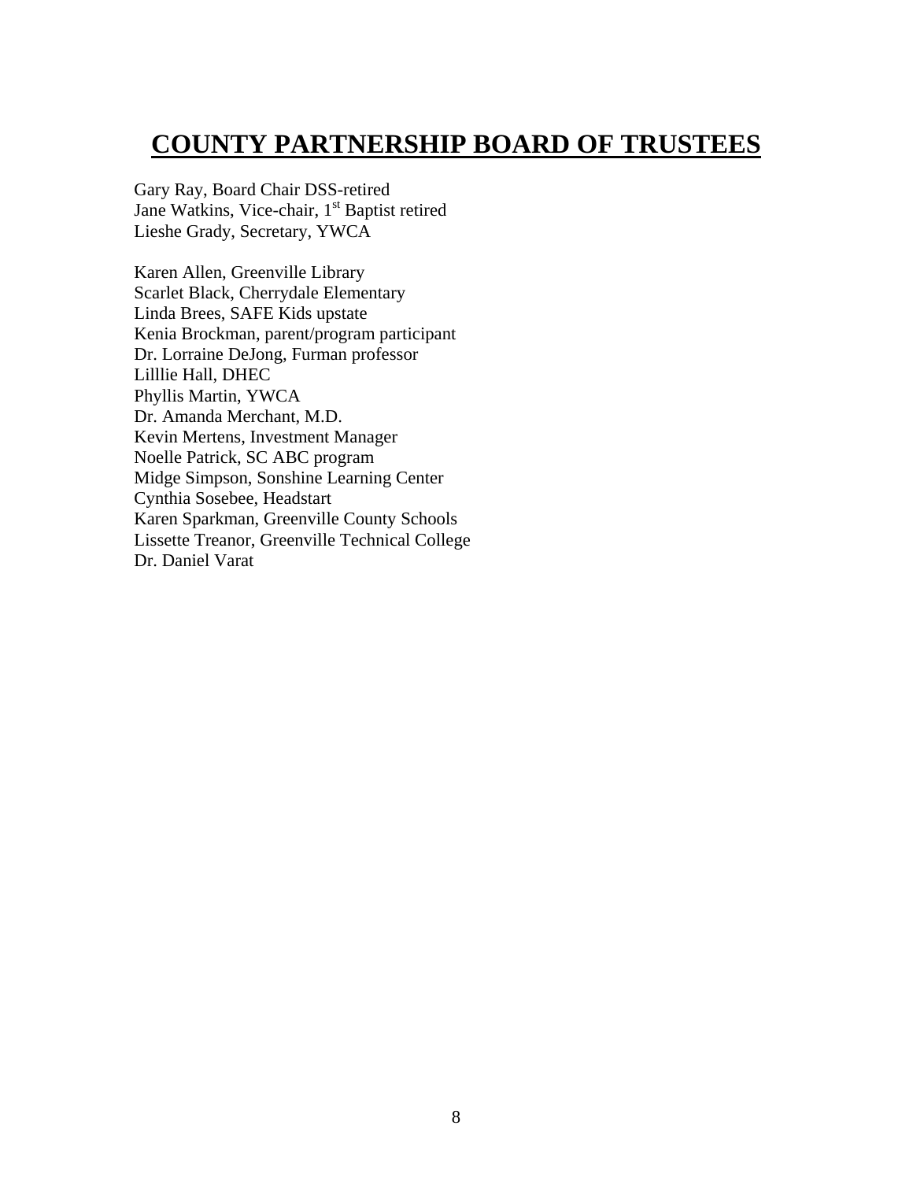# COUNTY PARTNERSHIP BOARD OF TRUSTEES

Gary Ray, Board Chair DSS-retired  
Jane Watkins, Vice-chair, 1st Baptist retired  
Lieshe Grady, Secretary, YWCA

Karen Allen, Greenville Library  
Scarlet Black, Cherrydale Elementary  
Linda Brees, SAFE Kids upstate  
Kenia Brockman, parent/program participant  
Dr. Lorraine DeJong, Furman professor  
Lilllie Hall, DHEC  
Phyllis Martin, YWCA  
Dr. Amanda Merchant, M.D.  
Kevin Mertens, Investment Manager  
Noelle Patrick, SC ABC program  
Midge Simpson, Sonshine Learning Center  
Cynthia Sosebee, Headstart  
Karen Sparkman, Greenville County Schools  
Lissette Treanor, Greenville Technical College  
Dr. Daniel Varat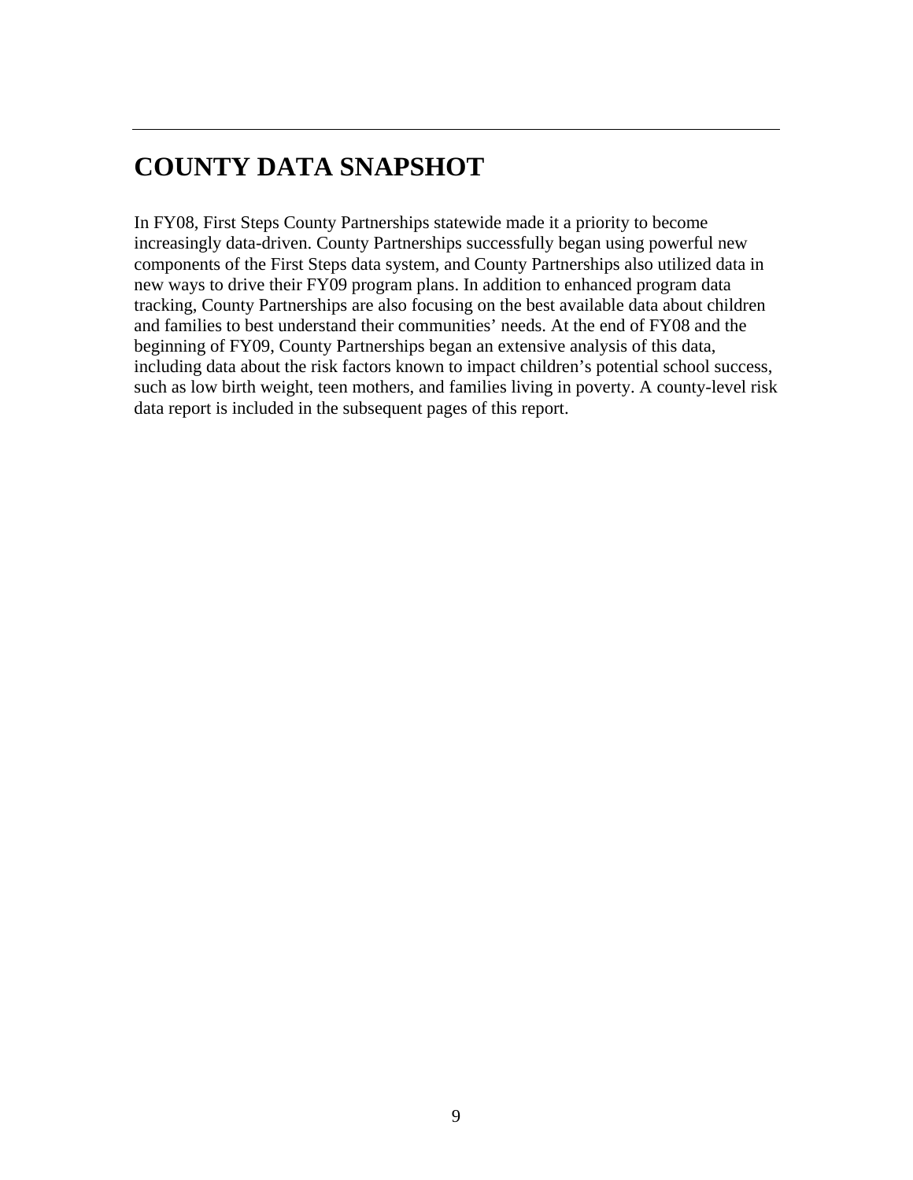# COUNTY DATA SNAPSHOT

In FY08, First Steps County Partnerships statewide made it a priority to become increasingly data-driven. County Partnerships successfully began using powerful new components of the First Steps data system, and County Partnerships also utilized data in new ways to drive their FY09 program plans. In addition to enhanced program data tracking, County Partnerships are also focusing on the best available data about children and families to best understand their communities' needs. At the end of FY08 and the beginning of FY09, County Partnerships began an extensive analysis of this data, including data about the risk factors known to impact children's potential school success, such as low birth weight, teen mothers, and families living in poverty. A county-level risk data report is included in the subsequent pages of this report.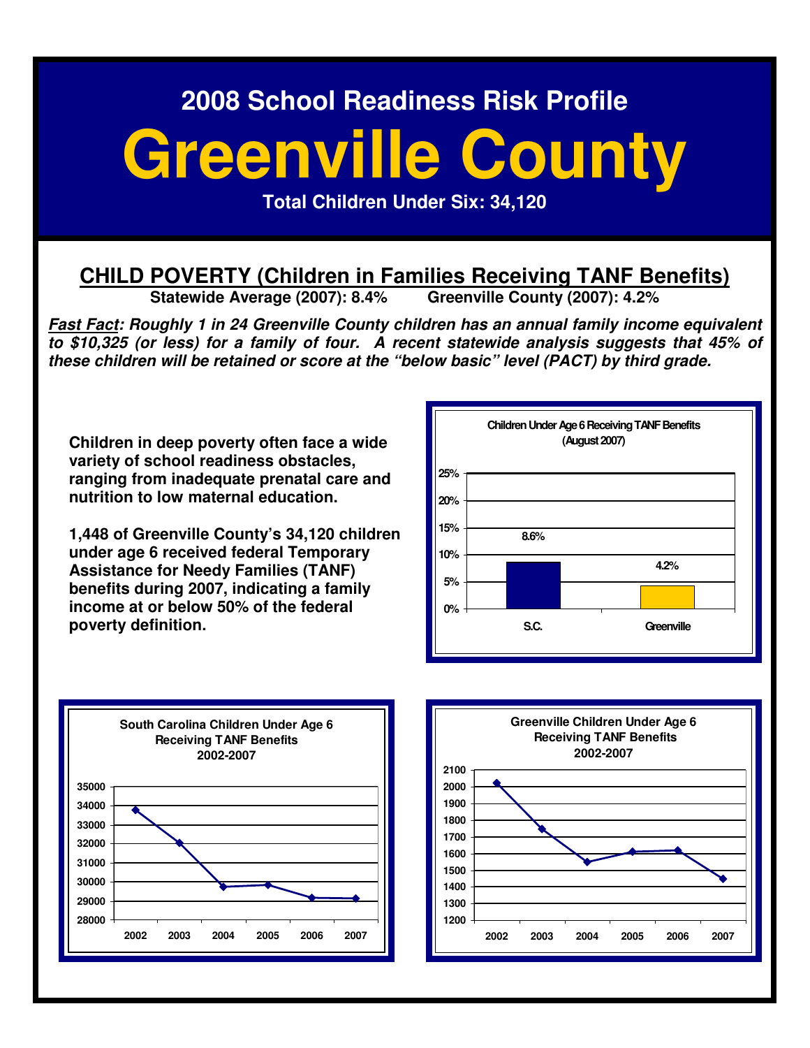# 2008 School Readiness Risk Profile

# Greenville County

**Total Children Under Six: 34,120**

## CHILD POVERTY (Children in Families Receiving TANF Benefits)

**Statewide Average (2007): 8.4%     Greenville County (2007): 4.2%**

***Fast Fact*: Roughly 1 in 24 Greenville County children has an annual family income equivalent to $10,325 (or less) for a family of four. A recent statewide analysis suggests that 45% of these children will be retained or score at the "below basic" level (PACT) by third grade.**

**Children in deep poverty often face a wide variety of school readiness obstacles, ranging from inadequate prenatal care and nutrition to low maternal education.**

**1,448 of Greenville County's 34,120 children under age 6 received federal Temporary Assistance for Needy Families (TANF) benefits during 2007, indicating a family income at or below 50% of the federal poverty definition.**

**Children Under Age 6 Receiving TANF Benefits (August 2007)**

| | Percent |
|---|---|
| S.C. | 8.6% |
| Greenville | 4.2% |

**South Carolina Children Under Age 6 Receiving TANF Benefits 2002-2007**

**Greenville Children Under Age 6 Receiving TANF Benefits 2002-2007**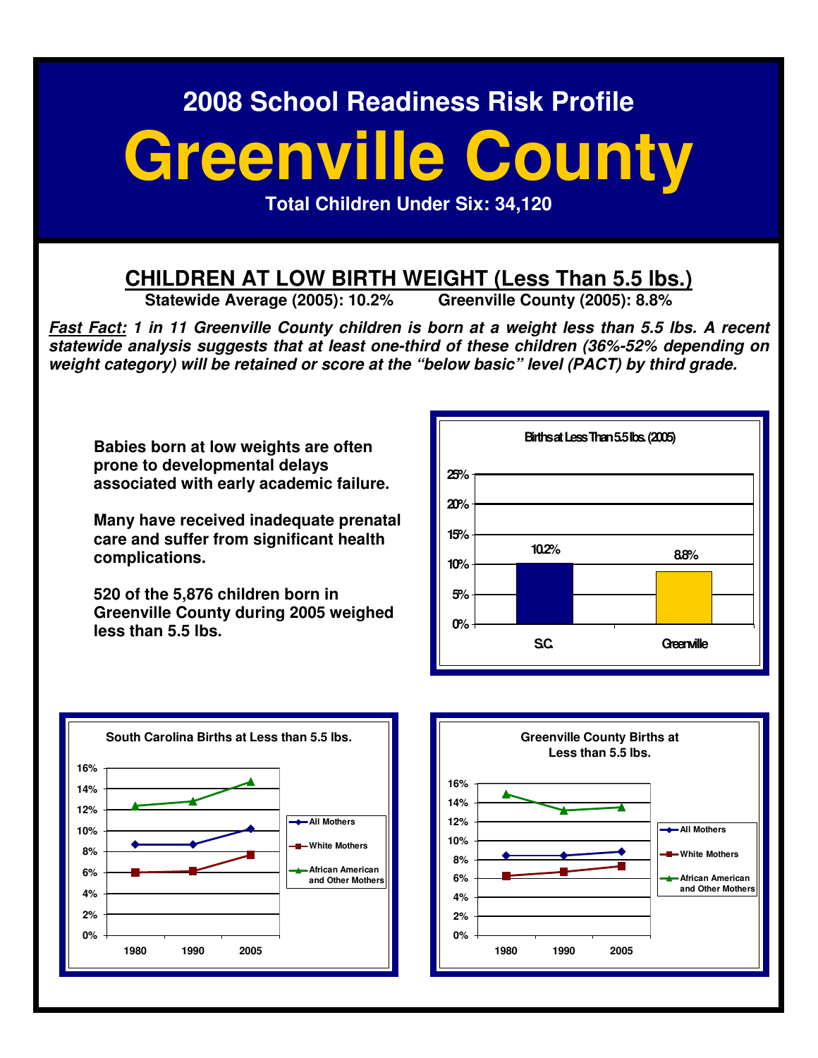2008 School Readiness Risk Profile

# Greenville County

**Total Children Under Six: 34,120**

## CHILDREN AT LOW BIRTH WEIGHT (Less Than 5.5 lbs.)

**Statewide Average (2005): 10.2%** **Greenville County (2005): 8.8%**

***Fast Fact:* 1 in 11 Greenville County children is born at a weight less than 5.5 lbs. A recent statewide analysis suggests that at least one-third of these children (36%-52% depending on weight category) will be retained or score at the "below basic" level (PACT) by third grade.**

**Babies born at low weights are often prone to developmental delays associated with early academic failure.**

**Many have received inadequate prenatal care and suffer from significant health complications.**

**520 of the 5,876 children born in Greenville County during 2005 weighed less than 5.5 lbs.**

**Births at Less Than 5.5 lbs. (2005)**

| | S.C. | Greenville |
|---|---|---|
| Births at Less Than 5.5 lbs. | 10.2% | 8.8% |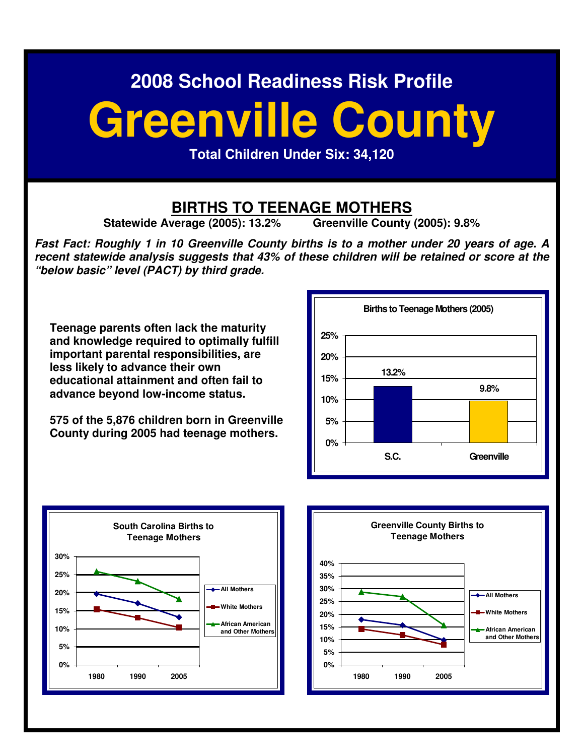# 2008 School Readiness Risk Profile

# Greenville County

**Total Children Under Six: 34,120**

## BIRTHS TO TEENAGE MOTHERS

**Statewide Average (2005): 13.2%     Greenville County (2005): 9.8%**

***Fast Fact: Roughly 1 in 10 Greenville County births is to a mother under 20 years of age. A recent statewide analysis suggests that 43% of these children will be retained or score at the "below basic" level (PACT) by third grade.***

**Teenage parents often lack the maturity and knowledge required to optimally fulfill important parental responsibilities, are less likely to advance their own educational attainment and often fail to advance beyond low-income status.**

**575 of the 5,876 children born in Greenville County during 2005 had teenage mothers.**

**Births to Teenage Mothers (2005)**

| | Percent |
|---|---|
| S.C. | 13.2% |
| Greenville | 9.8% |

**South Carolina Births to Teenage Mothers**

Legend: All Mothers; White Mothers; African American and Other Mothers

Years: 1980, 1990, 2005

**Greenville County Births to Teenage Mothers**

Legend: All Mothers; White Mothers; African American and Other Mothers

Years: 1980, 1990, 2005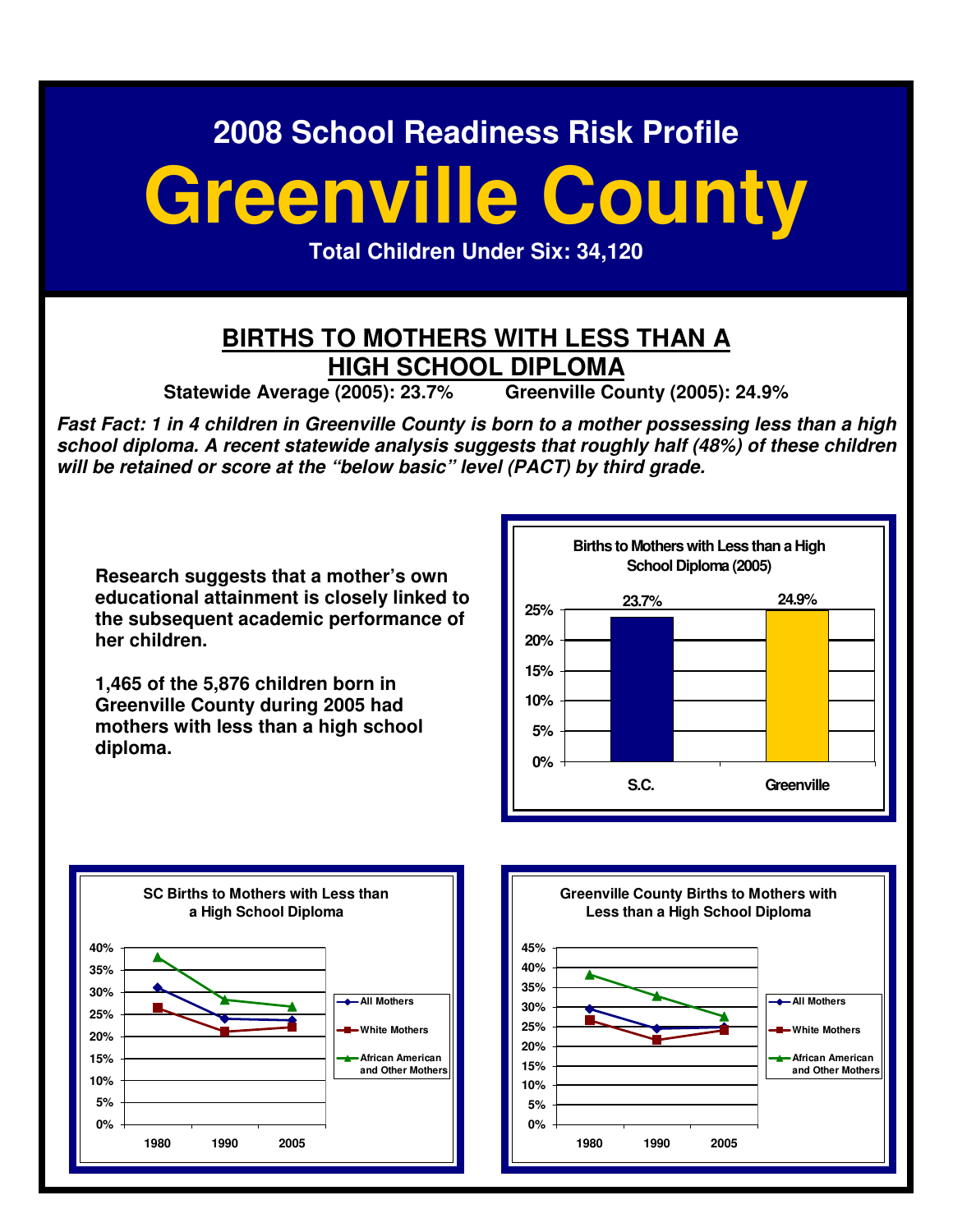## 2008 School Readiness Risk Profile

# Greenville County

**Total Children Under Six: 34,120**

## BIRTHS TO MOTHERS WITH LESS THAN A HIGH SCHOOL DIPLOMA

**Statewide Average (2005): 23.7%     Greenville County (2005): 24.9%**

***Fast Fact: 1 in 4 children in Greenville County is born to a mother possessing less than a high school diploma. A recent statewide analysis suggests that roughly half (48%) of these children will be retained or score at the "below basic" level (PACT) by third grade.***

**Research suggests that a mother's own educational attainment is closely linked to the subsequent academic performance of her children.**

**1,465 of the 5,876 children born in Greenville County during 2005 had mothers with less than a high school diploma.**

Births to Mothers with Less than a High School Diploma (2005)

25%
20%
15%
10%
5%
0%

23.7%
24.9%

S.C.
Greenville

SC Births to Mothers with Less than a High School Diploma

40%
35%
30%
25%
20%
15%
10%
5%
0%

1980
1990
2005

All Mothers
White Mothers
African American and Other Mothers

Greenville County Births to Mothers with Less than a High School Diploma

45%
40%
35%
30%
25%
20%
15%
10%
5%
0%

1980
1990
2005

All Mothers
White Mothers
African American and Other Mothers